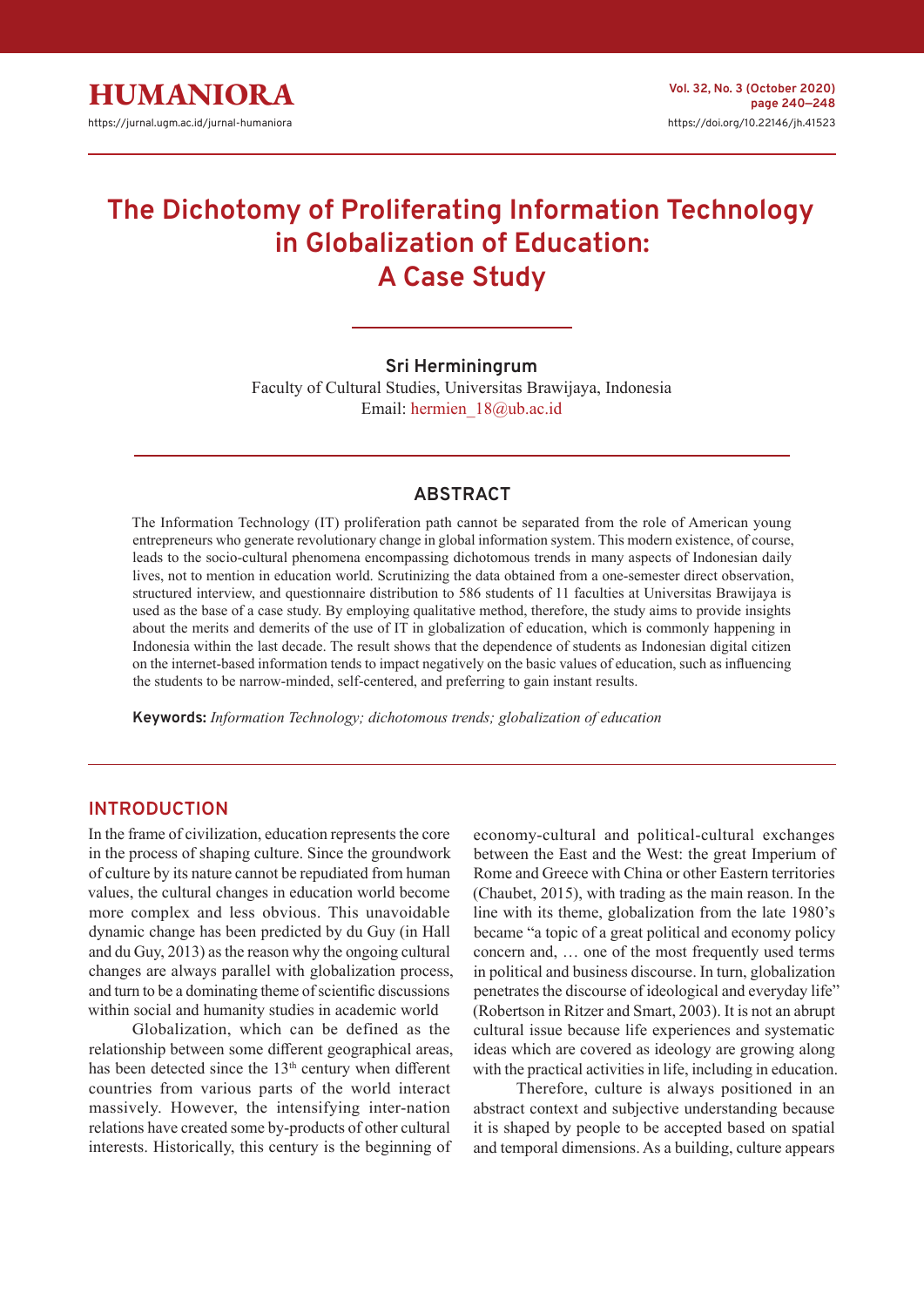# The Dichotomy of Proliferating Information Technology in Globalization of Education: A Case Study

**Sri Herminingrum**

Faculty of Cultural Studies, Universitas Brawijaya, Indonesia
Email: hermien_18@ub.ac.id

## ABSTRACT

The Information Technology (IT) proliferation path cannot be separated from the role of American young entrepreneurs who generate revolutionary change in global information system. This modern existence, of course, leads to the socio-cultural phenomena encompassing dichotomous trends in many aspects of Indonesian daily lives, not to mention in education world. Scrutinizing the data obtained from a one-semester direct observation, structured interview, and questionnaire distribution to 586 students of 11 faculties at Universitas Brawijaya is used as the base of a case study. By employing qualitative method, therefore, the study aims to provide insights about the merits and demerits of the use of IT in globalization of education, which is commonly happening in Indonesia within the last decade. The result shows that the dependence of students as Indonesian digital citizen on the internet-based information tends to impact negatively on the basic values of education, such as influencing the students to be narrow-minded, self-centered, and preferring to gain instant results.

**Keywords:** *Information Technology; dichotomous trends; globalization of education*

## INTRODUCTION

In the frame of civilization, education represents the core in the process of shaping culture. Since the groundwork of culture by its nature cannot be repudiated from human values, the cultural changes in education world become more complex and less obvious. This unavoidable dynamic change has been predicted by du Guy (in Hall and du Guy, 2013) as the reason why the ongoing cultural changes are always parallel with globalization process, and turn to be a dominating theme of scientific discussions within social and humanity studies in academic world

Globalization, which can be defined as the relationship between some different geographical areas, has been detected since the 13th century when different countries from various parts of the world interact massively. However, the intensifying inter-nation relations have created some by-products of other cultural interests. Historically, this century is the beginning of economy-cultural and political-cultural exchanges between the East and the West: the great Imperium of Rome and Greece with China or other Eastern territories (Chaubet, 2015), with trading as the main reason. In the line with its theme, globalization from the late 1980's became "a topic of a great political and economy policy concern and, … one of the most frequently used terms in political and business discourse. In turn, globalization penetrates the discourse of ideological and everyday life" (Robertson in Ritzer and Smart, 2003). It is not an abrupt cultural issue because life experiences and systematic ideas which are covered as ideology are growing along with the practical activities in life, including in education.

Therefore, culture is always positioned in an abstract context and subjective understanding because it is shaped by people to be accepted based on spatial and temporal dimensions. As a building, culture appears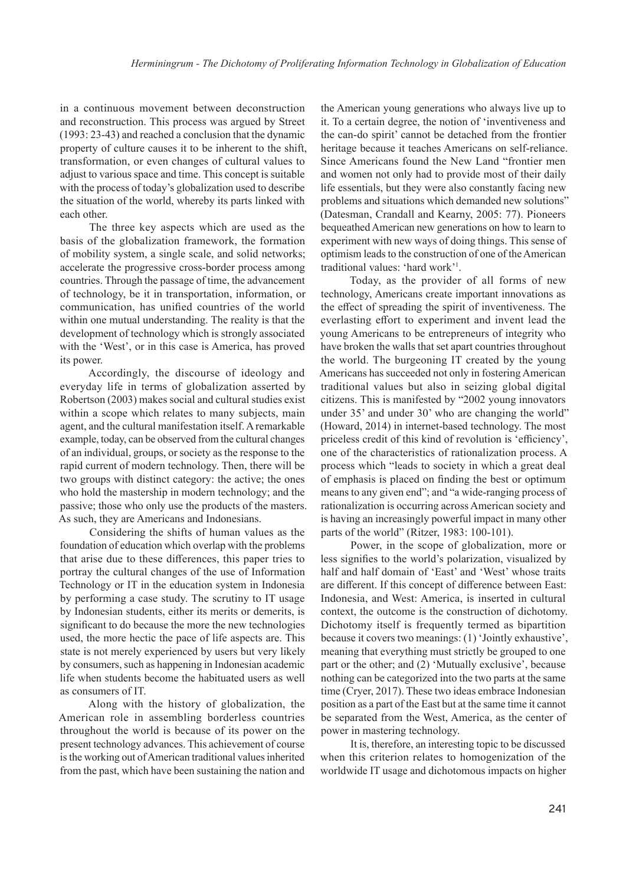in a continuous movement between deconstruction and reconstruction. This process was argued by Street (1993: 23-43) and reached a conclusion that the dynamic property of culture causes it to be inherent to the shift, transformation, or even changes of cultural values to adjust to various space and time. This concept is suitable with the process of today's globalization used to describe the situation of the world, whereby its parts linked with each other.

The three key aspects which are used as the basis of the globalization framework, the formation of mobility system, a single scale, and solid networks; accelerate the progressive cross-border process among countries. Through the passage of time, the advancement of technology, be it in transportation, information, or communication, has unified countries of the world within one mutual understanding. The reality is that the development of technology which is strongly associated with the 'West', or in this case is America, has proved its power.

Accordingly, the discourse of ideology and everyday life in terms of globalization asserted by Robertson (2003) makes social and cultural studies exist within a scope which relates to many subjects, main agent, and the cultural manifestation itself. A remarkable example, today, can be observed from the cultural changes of an individual, groups, or society as the response to the rapid current of modern technology. Then, there will be two groups with distinct category: the active; the ones who hold the mastership in modern technology; and the passive; those who only use the products of the masters. As such, they are Americans and Indonesians.

Considering the shifts of human values as the foundation of education which overlap with the problems that arise due to these differences, this paper tries to portray the cultural changes of the use of Information Technology or IT in the education system in Indonesia by performing a case study. The scrutiny to IT usage by Indonesian students, either its merits or demerits, is significant to do because the more the new technologies used, the more hectic the pace of life aspects are. This state is not merely experienced by users but very likely by consumers, such as happening in Indonesian academic life when students become the habituated users as well as consumers of IT.

Along with the history of globalization, the American role in assembling borderless countries throughout the world is because of its power on the present technology advances. This achievement of course is the working out of American traditional values inherited from the past, which have been sustaining the nation and the American young generations who always live up to it. To a certain degree, the notion of 'inventiveness and the can-do spirit' cannot be detached from the frontier heritage because it teaches Americans on self-reliance. Since Americans found the New Land "frontier men and women not only had to provide most of their daily life essentials, but they were also constantly facing new problems and situations which demanded new solutions" (Datesman, Crandall and Kearny, 2005: 77). Pioneers bequeathed American new generations on how to learn to experiment with new ways of doing things. This sense of optimism leads to the construction of one of the American traditional values: 'hard work'[1].

Today, as the provider of all forms of new technology, Americans create important innovations as the effect of spreading the spirit of inventiveness. The everlasting effort to experiment and invent lead the young Americans to be entrepreneurs of integrity who have broken the walls that set apart countries throughout the world. The burgeoning IT created by the young Americans has succeeded not only in fostering American traditional values but also in seizing global digital citizens. This is manifested by "2002 young innovators under 35' and under 30' who are changing the world" (Howard, 2014) in internet-based technology. The most priceless credit of this kind of revolution is 'efficiency', one of the characteristics of rationalization process. A process which "leads to society in which a great deal of emphasis is placed on finding the best or optimum means to any given end"; and "a wide-ranging process of rationalization is occurring across American society and is having an increasingly powerful impact in many other parts of the world" (Ritzer, 1983: 100-101).

Power, in the scope of globalization, more or less signifies to the world's polarization, visualized by half and half domain of 'East' and 'West' whose traits are different. If this concept of difference between East: Indonesia, and West: America, is inserted in cultural context, the outcome is the construction of dichotomy. Dichotomy itself is frequently termed as bipartition because it covers two meanings: (1) 'Jointly exhaustive', meaning that everything must strictly be grouped to one part or the other; and (2) 'Mutually exclusive', because nothing can be categorized into the two parts at the same time (Cryer, 2017). These two ideas embrace Indonesian position as a part of the East but at the same time it cannot be separated from the West, America, as the center of power in mastering technology.

It is, therefore, an interesting topic to be discussed when this criterion relates to homogenization of the worldwide IT usage and dichotomous impacts on higher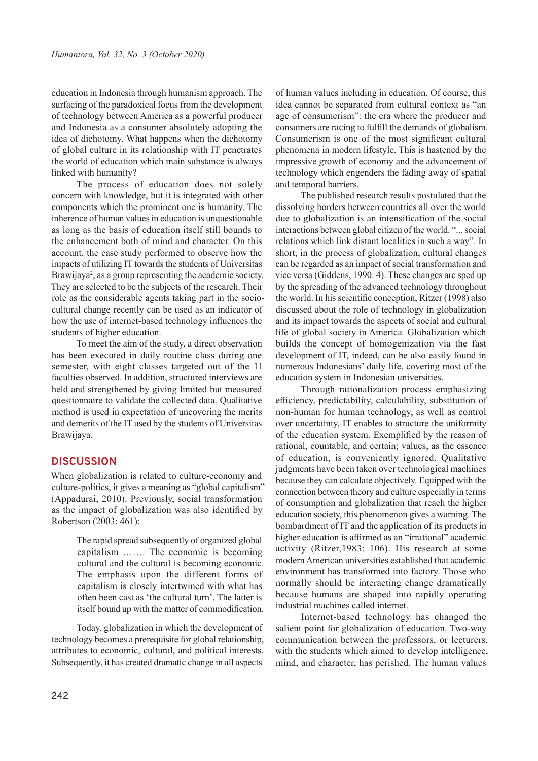education in Indonesia through humanism approach. The surfacing of the paradoxical focus from the development of technology between America as a powerful producer and Indonesia as a consumer absolutely adopting the idea of dichotomy. What happens when the dichotomy of global culture in its relationship with IT penetrates the world of education which main substance is always linked with humanity?

The process of education does not solely concern with knowledge, but it is integrated with other components which the prominent one is humanity. The inherence of human values in education is unquestionable as long as the basis of education itself still bounds to the enhancement both of mind and character. On this account, the case study performed to observe how the impacts of utilizing IT towards the students of Universitas Brawijaya[2], as a group representing the academic society. They are selected to be the subjects of the research. Their role as the considerable agents taking part in the socio-cultural change recently can be used as an indicator of how the use of internet-based technology influences the students of higher education.

To meet the aim of the study, a direct observation has been executed in daily routine class during one semester, with eight classes targeted out of the 11 faculties observed. In addition, structured interviews are held and strengthened by giving limited but measured questionnaire to validate the collected data. Qualitative method is used in expectation of uncovering the merits and demerits of the IT used by the students of Universitas Brawijaya.

## DISCUSSION

When globalization is related to culture-economy and culture-politics, it gives a meaning as "global capitalism" (Appadurai, 2010). Previously, social transformation as the impact of globalization was also identified by Robertson (2003: 461):

> The rapid spread subsequently of organized global capitalism ……. The economic is becoming cultural and the cultural is becoming economic. The emphasis upon the different forms of capitalism is closely intertwined with what has often been cast as 'the cultural turn'. The latter is itself bound up with the matter of commodification.

Today, globalization in which the development of technology becomes a prerequisite for global relationship, attributes to economic, cultural, and political interests. Subsequently, it has created dramatic change in all aspects of human values including in education. Of course, this idea cannot be separated from cultural context as "an age of consumerism": the era where the producer and consumers are racing to fulfill the demands of globalism. Consumerism is one of the most significant cultural phenomena in modern lifestyle. This is hastened by the impressive growth of economy and the advancement of technology which engenders the fading away of spatial and temporal barriers.

The published research results postulated that the dissolving borders between countries all over the world due to globalization is an intensification of the social interactions between global citizen of the world. "... social relations which link distant localities in such a way". In short, in the process of globalization, cultural changes can be regarded as an impact of social transformation and vice versa (Giddens, 1990: 4). These changes are sped up by the spreading of the advanced technology throughout the world. In his scientific conception, Ritzer (1998) also discussed about the role of technology in globalization and its impact towards the aspects of social and cultural life of global society in America*.* Globalization which builds the concept of homogenization via the fast development of IT, indeed, can be also easily found in numerous Indonesians' daily life, covering most of the education system in Indonesian universities.

Through rationalization process emphasizing efficiency, predictability, calculability, substitution of non-human for human technology, as well as control over uncertainty, IT enables to structure the uniformity of the education system. Exemplified by the reason of rational, countable, and certain; values, as the essence of education, is conveniently ignored. Qualitative judgments have been taken over technological machines because they can calculate objectively. Equipped with the connection between theory and culture especially in terms of consumption and globalization that reach the higher education society, this phenomenon gives a warning. The bombardment of IT and the application of its products in higher education is affirmed as an "irrational" academic activity (Ritzer,1983: 106). His research at some modern American universities established that academic environment has transformed into factory. Those who normally should be interacting change dramatically because humans are shaped into rapidly operating industrial machines called internet.

Internet-based technology has changed the salient point for globalization of education. Two-way communication between the professors, or lecturers, with the students which aimed to develop intelligence, mind, and character, has perished. The human values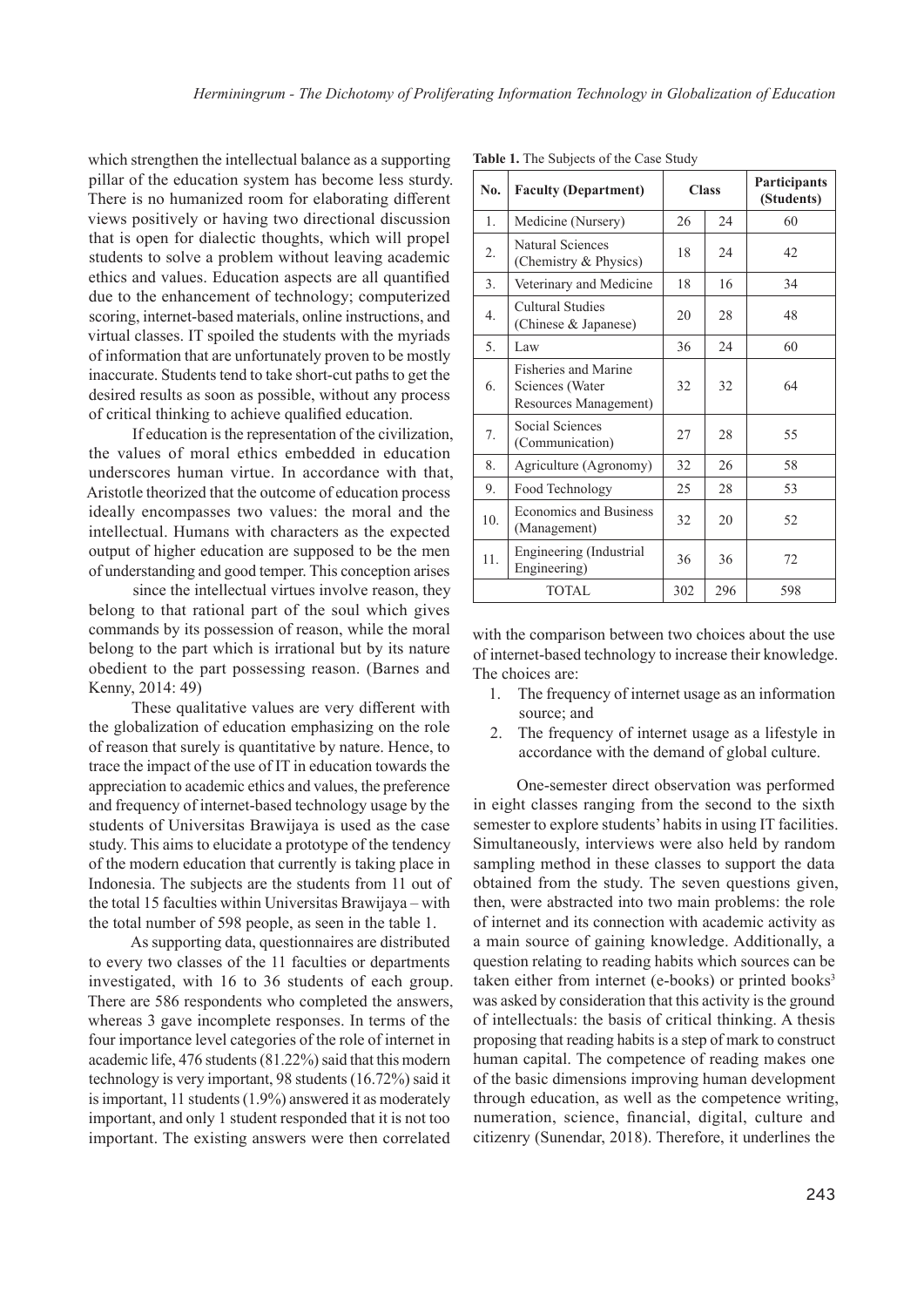which strengthen the intellectual balance as a supporting pillar of the education system has become less sturdy. There is no humanized room for elaborating different views positively or having two directional discussion that is open for dialectic thoughts, which will propel students to solve a problem without leaving academic ethics and values. Education aspects are all quantified due to the enhancement of technology; computerized scoring, internet-based materials, online instructions, and virtual classes. IT spoiled the students with the myriads of information that are unfortunately proven to be mostly inaccurate. Students tend to take short-cut paths to get the desired results as soon as possible, without any process of critical thinking to achieve qualified education.

If education is the representation of the civilization, the values of moral ethics embedded in education underscores human virtue. In accordance with that, Aristotle theorized that the outcome of education process ideally encompasses two values: the moral and the intellectual. Humans with characters as the expected output of higher education are supposed to be the men of understanding and good temper. This conception arises

> since the intellectual virtues involve reason, they belong to that rational part of the soul which gives commands by its possession of reason, while the moral belong to the part which is irrational but by its nature obedient to the part possessing reason. (Barnes and Kenny, 2014: 49)

These qualitative values are very different with the globalization of education emphasizing on the role of reason that surely is quantitative by nature. Hence, to trace the impact of the use of IT in education towards the appreciation to academic ethics and values, the preference and frequency of internet-based technology usage by the students of Universitas Brawijaya is used as the case study. This aims to elucidate a prototype of the tendency of the modern education that currently is taking place in Indonesia. The subjects are the students from 11 out of the total 15 faculties within Universitas Brawijaya – with the total number of 598 people, as seen in the table 1.

**Table 1.** The Subjects of the Case Study

| No. | Faculty (Department) | Class | | Participants (Students) |
|---|---|---|---|---|
| 1. | Medicine (Nursery) | 26 | 24 | 60 |
| 2. | Natural Sciences (Chemistry & Physics) | 18 | 24 | 42 |
| 3. | Veterinary and Medicine | 18 | 16 | 34 |
| 4. | Cultural Studies (Chinese & Japanese) | 20 | 28 | 48 |
| 5. | Law | 36 | 24 | 60 |
| 6. | Fisheries and Marine Sciences (Water Resources Management) | 32 | 32 | 64 |
| 7. | Social Sciences (Communication) | 27 | 28 | 55 |
| 8. | Agriculture (Agronomy) | 32 | 26 | 58 |
| 9. | Food Technology | 25 | 28 | 53 |
| 10. | Economics and Business (Management) | 32 | 20 | 52 |
| 11. | Engineering (Industrial Engineering) | 36 | 36 | 72 |
| | TOTAL | 302 | 296 | 598 |

As supporting data, questionnaires are distributed to every two classes of the 11 faculties or departments investigated, with 16 to 36 students of each group. There are 586 respondents who completed the answers, whereas 3 gave incomplete responses. In terms of the four importance level categories of the role of internet in academic life, 476 students (81.22%) said that this modern technology is very important, 98 students (16.72%) said it is important, 11 students (1.9%) answered it as moderately important, and only 1 student responded that it is not too important. The existing answers were then correlated with the comparison between two choices about the use of internet-based technology to increase their knowledge. The choices are:

1. The frequency of internet usage as an information source; and
2. The frequency of internet usage as a lifestyle in accordance with the demand of global culture.

One-semester direct observation was performed in eight classes ranging from the second to the sixth semester to explore students' habits in using IT facilities. Simultaneously, interviews were also held by random sampling method in these classes to support the data obtained from the study. The seven questions given, then, were abstracted into two main problems: the role of internet and its connection with academic activity as a main source of gaining knowledge. Additionally, a question relating to reading habits which sources can be taken either from internet (e-books) or printed books[3] was asked by consideration that this activity is the ground of intellectuals: the basis of critical thinking. A thesis proposing that reading habits is a step of mark to construct human capital. The competence of reading makes one of the basic dimensions improving human development through education, as well as the competence writing, numeration, science, financial, digital, culture and citizenry (Sunendar, 2018). Therefore, it underlines the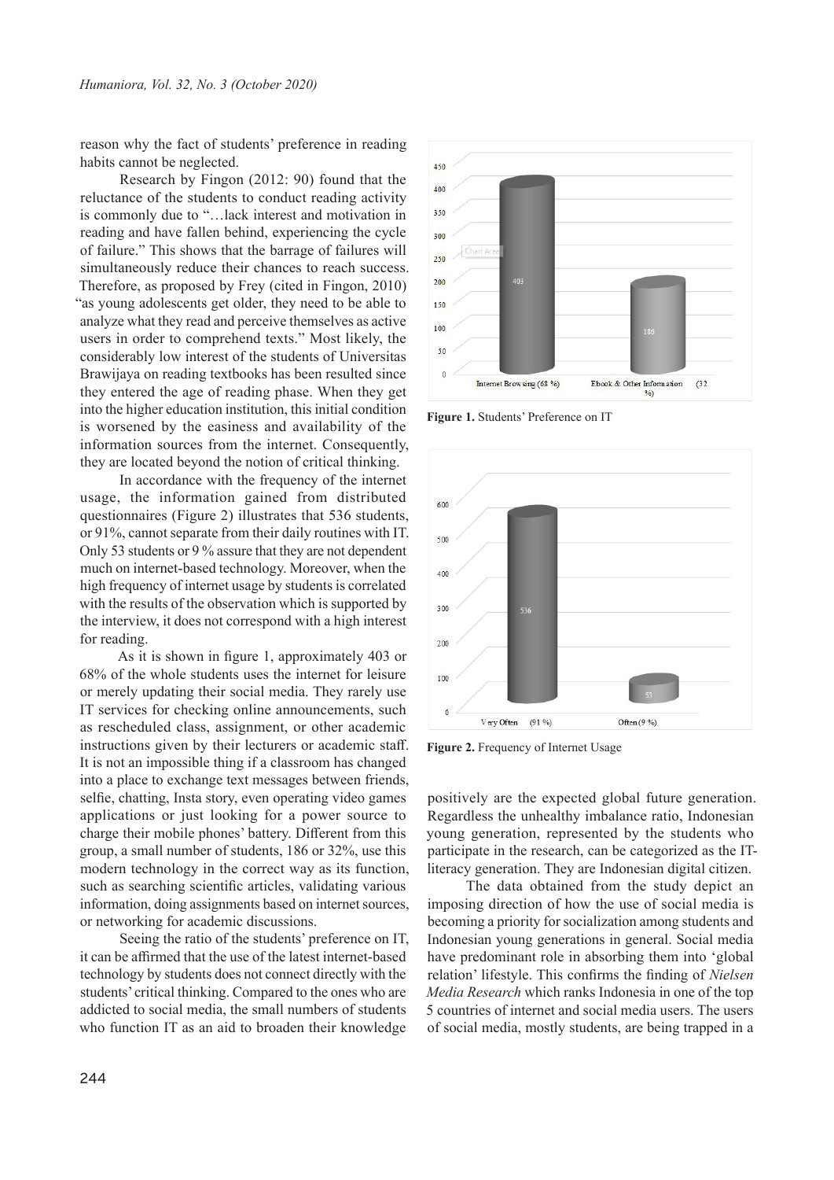reason why the fact of students' preference in reading habits cannot be neglected.

Research by Fingon (2012: 90) found that the reluctance of the students to conduct reading activity is commonly due to "…lack interest and motivation in reading and have fallen behind, experiencing the cycle of failure." This shows that the barrage of failures will simultaneously reduce their chances to reach success. Therefore, as proposed by Frey (cited in Fingon, 2010) "as young adolescents get older, they need to be able to analyze what they read and perceive themselves as active users in order to comprehend texts." Most likely, the considerably low interest of the students of Universitas Brawijaya on reading textbooks has been resulted since they entered the age of reading phase. When they get into the higher education institution, this initial condition is worsened by the easiness and availability of the information sources from the internet. Consequently, they are located beyond the notion of critical thinking.

In accordance with the frequency of the internet usage, the information gained from distributed questionnaires (Figure 2) illustrates that 536 students, or 91%, cannot separate from their daily routines with IT. Only 53 students or 9 % assure that they are not dependent much on internet-based technology. Moreover, when the high frequency of internet usage by students is correlated with the results of the observation which is supported by the interview, it does not correspond with a high interest for reading.

As it is shown in figure 1, approximately 403 or 68% of the whole students uses the internet for leisure or merely updating their social media. They rarely use IT services for checking online announcements, such as rescheduled class, assignment, or other academic instructions given by their lecturers or academic staff. It is not an impossible thing if a classroom has changed into a place to exchange text messages between friends, selfie, chatting, Insta story, even operating video games applications or just looking for a power source to charge their mobile phones' battery. Different from this group, a small number of students, 186 or 32%, use this modern technology in the correct way as its function, such as searching scientific articles, validating various information, doing assignments based on internet sources, or networking for academic discussions.

Seeing the ratio of the students' preference on IT, it can be affirmed that the use of the latest internet-based technology by students does not connect directly with the students' critical thinking. Compared to the ones who are addicted to social media, the small numbers of students who function IT as an aid to broaden their knowledge positively are the expected global future generation. Regardless the unhealthy imbalance ratio, Indonesian young generation, represented by the students who participate in the research, can be categorized as the IT-literacy generation. They are Indonesian digital citizen.

| Category | Number of students |
|---|---|
| Internet Browsing (68 %) | 403 |
| Ebook & Other Information (32 %) | 186 |

**Figure 1.** Students' Preference on IT

| Frequency | Number of students |
|---|---|
| Very Often (91 %) | 536 |
| Often (9 %) | 53 |

**Figure 2.** Frequency of Internet Usage

The data obtained from the study depict an imposing direction of how the use of social media is becoming a priority for socialization among students and Indonesian young generations in general. Social media have predominant role in absorbing them into 'global relation' lifestyle. This confirms the finding of *Nielsen Media Research* which ranks Indonesia in one of the top 5 countries of internet and social media users. The users of social media, mostly students, are being trapped in a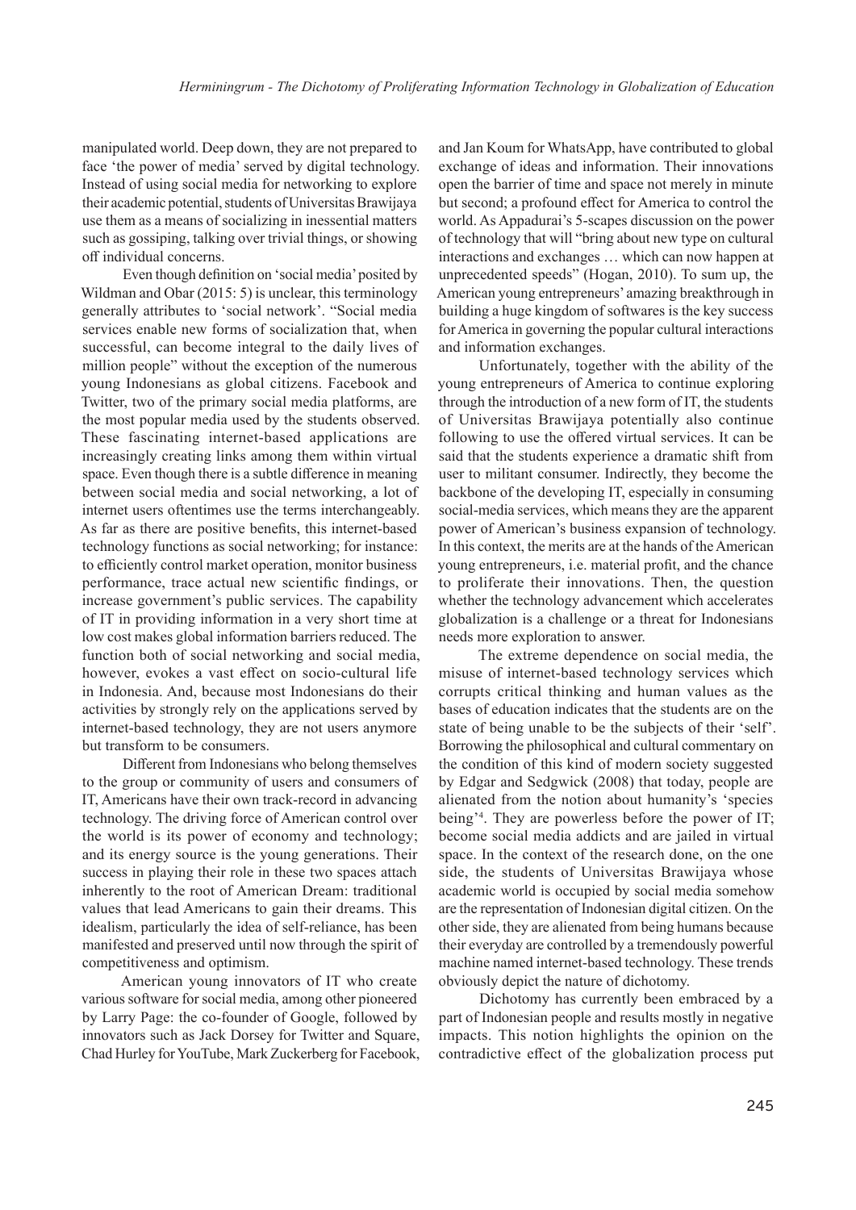manipulated world. Deep down, they are not prepared to face 'the power of media' served by digital technology. Instead of using social media for networking to explore their academic potential, students of Universitas Brawijaya use them as a means of socializing in inessential matters such as gossiping, talking over trivial things, or showing off individual concerns.

Even though definition on 'social media' posited by Wildman and Obar (2015: 5) is unclear, this terminology generally attributes to 'social network'. "Social media services enable new forms of socialization that, when successful, can become integral to the daily lives of million people" without the exception of the numerous young Indonesians as global citizens. Facebook and Twitter, two of the primary social media platforms, are the most popular media used by the students observed. These fascinating internet-based applications are increasingly creating links among them within virtual space. Even though there is a subtle difference in meaning between social media and social networking, a lot of internet users oftentimes use the terms interchangeably. As far as there are positive benefits, this internet-based technology functions as social networking; for instance: to efficiently control market operation, monitor business performance, trace actual new scientific findings, or increase government's public services. The capability of IT in providing information in a very short time at low cost makes global information barriers reduced. The function both of social networking and social media, however, evokes a vast effect on socio-cultural life in Indonesia. And, because most Indonesians do their activities by strongly rely on the applications served by internet-based technology, they are not users anymore but transform to be consumers.

Different from Indonesians who belong themselves to the group or community of users and consumers of IT, Americans have their own track-record in advancing technology. The driving force of American control over the world is its power of economy and technology; and its energy source is the young generations. Their success in playing their role in these two spaces attach inherently to the root of American Dream: traditional values that lead Americans to gain their dreams. This idealism, particularly the idea of self-reliance, has been manifested and preserved until now through the spirit of competitiveness and optimism.

American young innovators of IT who create various software for social media, among other pioneered by Larry Page: the co-founder of Google, followed by innovators such as Jack Dorsey for Twitter and Square, Chad Hurley for YouTube, Mark Zuckerberg for Facebook, and Jan Koum for WhatsApp, have contributed to global exchange of ideas and information. Their innovations open the barrier of time and space not merely in minute but second; a profound effect for America to control the world. As Appadurai's 5-scapes discussion on the power of technology that will "bring about new type on cultural interactions and exchanges … which can now happen at unprecedented speeds" (Hogan, 2010). To sum up, the American young entrepreneurs' amazing breakthrough in building a huge kingdom of softwares is the key success for America in governing the popular cultural interactions and information exchanges.

Unfortunately, together with the ability of the young entrepreneurs of America to continue exploring through the introduction of a new form of IT, the students of Universitas Brawijaya potentially also continue following to use the offered virtual services. It can be said that the students experience a dramatic shift from user to militant consumer. Indirectly, they become the backbone of the developing IT, especially in consuming social-media services, which means they are the apparent power of American's business expansion of technology. In this context, the merits are at the hands of the American young entrepreneurs, i.e. material profit, and the chance to proliferate their innovations. Then, the question whether the technology advancement which accelerates globalization is a challenge or a threat for Indonesians needs more exploration to answer.

The extreme dependence on social media, the misuse of internet-based technology services which corrupts critical thinking and human values as the bases of education indicates that the students are on the state of being unable to be the subjects of their 'self'. Borrowing the philosophical and cultural commentary on the condition of this kind of modern society suggested by Edgar and Sedgwick (2008) that today, people are alienated from the notion about humanity's 'species being'[4]. They are powerless before the power of IT; become social media addicts and are jailed in virtual space. In the context of the research done, on the one side, the students of Universitas Brawijaya whose academic world is occupied by social media somehow are the representation of Indonesian digital citizen. On the other side, they are alienated from being humans because their everyday are controlled by a tremendously powerful machine named internet-based technology. These trends obviously depict the nature of dichotomy.

Dichotomy has currently been embraced by a part of Indonesian people and results mostly in negative impacts. This notion highlights the opinion on the contradictive effect of the globalization process put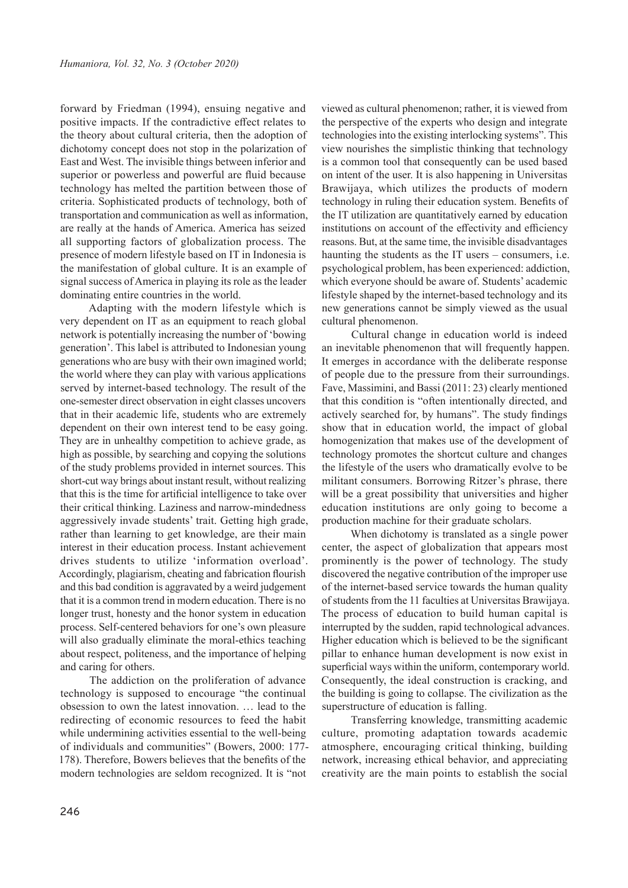forward by Friedman (1994), ensuing negative and positive impacts. If the contradictive effect relates to the theory about cultural criteria, then the adoption of dichotomy concept does not stop in the polarization of East and West. The invisible things between inferior and superior or powerless and powerful are fluid because technology has melted the partition between those of criteria. Sophisticated products of technology, both of transportation and communication as well as information, are really at the hands of America. America has seized all supporting factors of globalization process. The presence of modern lifestyle based on IT in Indonesia is the manifestation of global culture. It is an example of signal success of America in playing its role as the leader dominating entire countries in the world.

Adapting with the modern lifestyle which is very dependent on IT as an equipment to reach global network is potentially increasing the number of 'bowing generation'. This label is attributed to Indonesian young generations who are busy with their own imagined world; the world where they can play with various applications served by internet-based technology. The result of the one-semester direct observation in eight classes uncovers that in their academic life, students who are extremely dependent on their own interest tend to be easy going. They are in unhealthy competition to achieve grade, as high as possible, by searching and copying the solutions of the study problems provided in internet sources. This short-cut way brings about instant result, without realizing that this is the time for artificial intelligence to take over their critical thinking. Laziness and narrow-mindedness aggressively invade students' trait. Getting high grade, rather than learning to get knowledge, are their main interest in their education process. Instant achievement drives students to utilize 'information overload'. Accordingly, plagiarism, cheating and fabrication flourish and this bad condition is aggravated by a weird judgement that it is a common trend in modern education. There is no longer trust, honesty and the honor system in education process. Self-centered behaviors for one's own pleasure will also gradually eliminate the moral-ethics teaching about respect, politeness, and the importance of helping and caring for others.

The addiction on the proliferation of advance technology is supposed to encourage "the continual obsession to own the latest innovation. … lead to the redirecting of economic resources to feed the habit while undermining activities essential to the well-being of individuals and communities" (Bowers, 2000: 177-178). Therefore, Bowers believes that the benefits of the modern technologies are seldom recognized. It is "not viewed as cultural phenomenon; rather, it is viewed from the perspective of the experts who design and integrate technologies into the existing interlocking systems". This view nourishes the simplistic thinking that technology is a common tool that consequently can be used based on intent of the user. It is also happening in Universitas Brawijaya, which utilizes the products of modern technology in ruling their education system. Benefits of the IT utilization are quantitatively earned by education institutions on account of the effectivity and efficiency reasons. But, at the same time, the invisible disadvantages haunting the students as the IT users – consumers, i.e. psychological problem, has been experienced: addiction, which everyone should be aware of. Students' academic lifestyle shaped by the internet-based technology and its new generations cannot be simply viewed as the usual cultural phenomenon.

Cultural change in education world is indeed an inevitable phenomenon that will frequently happen. It emerges in accordance with the deliberate response of people due to the pressure from their surroundings. Fave, Massimini, and Bassi (2011: 23) clearly mentioned that this condition is "often intentionally directed, and actively searched for, by humans". The study findings show that in education world, the impact of global homogenization that makes use of the development of technology promotes the shortcut culture and changes the lifestyle of the users who dramatically evolve to be militant consumers. Borrowing Ritzer's phrase, there will be a great possibility that universities and higher education institutions are only going to become a production machine for their graduate scholars.

When dichotomy is translated as a single power center, the aspect of globalization that appears most prominently is the power of technology. The study discovered the negative contribution of the improper use of the internet-based service towards the human quality of students from the 11 faculties at Universitas Brawijaya. The process of education to build human capital is interrupted by the sudden, rapid technological advances. Higher education which is believed to be the significant pillar to enhance human development is now exist in superficial ways within the uniform, contemporary world. Consequently, the ideal construction is cracking, and the building is going to collapse. The civilization as the superstructure of education is falling.

Transferring knowledge, transmitting academic culture, promoting adaptation towards academic atmosphere, encouraging critical thinking, building network, increasing ethical behavior, and appreciating creativity are the main points to establish the social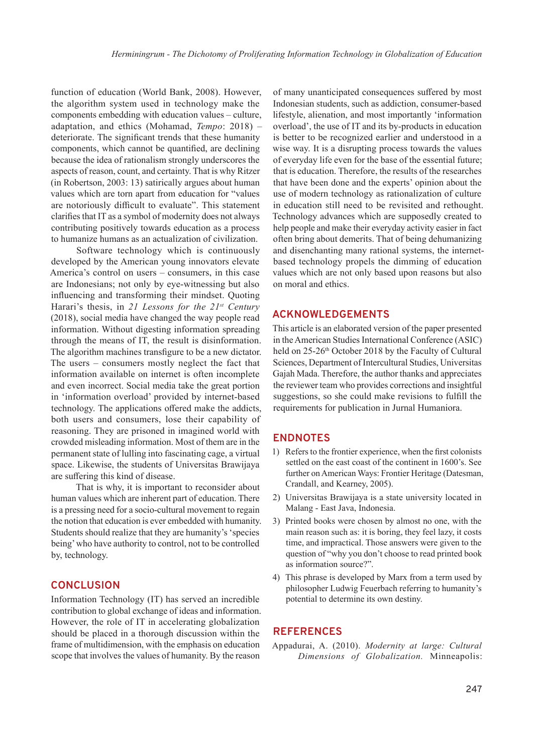function of education (World Bank, 2008). However, the algorithm system used in technology make the components embedding with education values – culture, adaptation, and ethics (Mohamad, *Tempo*: 2018) – deteriorate. The significant trends that these humanity components, which cannot be quantified, are declining because the idea of rationalism strongly underscores the aspects of reason, count, and certainty. That is why Ritzer (in Robertson, 2003: 13) satirically argues about human values which are torn apart from education for "values are notoriously difficult to evaluate". This statement clarifies that IT as a symbol of modernity does not always contributing positively towards education as a process to humanize humans as an actualization of civilization.

Software technology which is continuously developed by the American young innovators elevate America's control on users – consumers, in this case are Indonesians; not only by eye-witnessing but also influencing and transforming their mindset. Quoting Harari's thesis, in *21 Lessons for the 21st Century* (2018), social media have changed the way people read information. Without digesting information spreading through the means of IT, the result is disinformation. The algorithm machines transfigure to be a new dictator. The users – consumers mostly neglect the fact that information available on internet is often incomplete and even incorrect. Social media take the great portion in 'information overload' provided by internet-based technology. The applications offered make the addicts, both users and consumers, lose their capability of reasoning. They are prisoned in imagined world with crowded misleading information. Most of them are in the permanent state of lulling into fascinating cage, a virtual space. Likewise, the students of Universitas Brawijaya are suffering this kind of disease.

That is why, it is important to reconsider about human values which are inherent part of education. There is a pressing need for a socio-cultural movement to regain the notion that education is ever embedded with humanity. Students should realize that they are humanity's 'species being' who have authority to control, not to be controlled by, technology.

## CONCLUSION

Information Technology (IT) has served an incredible contribution to global exchange of ideas and information. However, the role of IT in accelerating globalization should be placed in a thorough discussion within the frame of multidimension, with the emphasis on education scope that involves the values of humanity. By the reason of many unanticipated consequences suffered by most Indonesian students, such as addiction, consumer-based lifestyle, alienation, and most importantly 'information overload', the use of IT and its by-products in education is better to be recognized earlier and understood in a wise way. It is a disrupting process towards the values of everyday life even for the base of the essential future; that is education. Therefore, the results of the researches that have been done and the experts' opinion about the use of modern technology as rationalization of culture in education still need to be revisited and rethought. Technology advances which are supposedly created to help people and make their everyday activity easier in fact often bring about demerits. That of being dehumanizing and disenchanting many rational systems, the internet-based technology propels the dimming of education values which are not only based upon reasons but also on moral and ethics.

## ACKNOWLEDGEMENTS

This article is an elaborated version of the paper presented in the American Studies International Conference (ASIC) held on 25-26th October 2018 by the Faculty of Cultural Sciences, Department of Intercultural Studies, Universitas Gajah Mada. Therefore, the author thanks and appreciates the reviewer team who provides corrections and insightful suggestions, so she could make revisions to fulfill the requirements for publication in Jurnal Humaniora.

## ENDNOTES

1) Refers to the frontier experience, when the first colonists settled on the east coast of the continent in 1600's. See further on American Ways: Frontier Heritage (Datesman, Crandall, and Kearney, 2005).
2) Universitas Brawijaya is a state university located in Malang - East Java, Indonesia.
3) Printed books were chosen by almost no one, with the main reason such as: it is boring, they feel lazy, it costs time, and impractical. Those answers were given to the question of "why you don't choose to read printed book as information source?".
4) This phrase is developed by Marx from a term used by philosopher Ludwig Feuerbach referring to humanity's potential to determine its own destiny.

## REFERENCES

Appadurai, A. (2010). *Modernity at large: Cultural Dimensions of Globalization.* Minneapolis: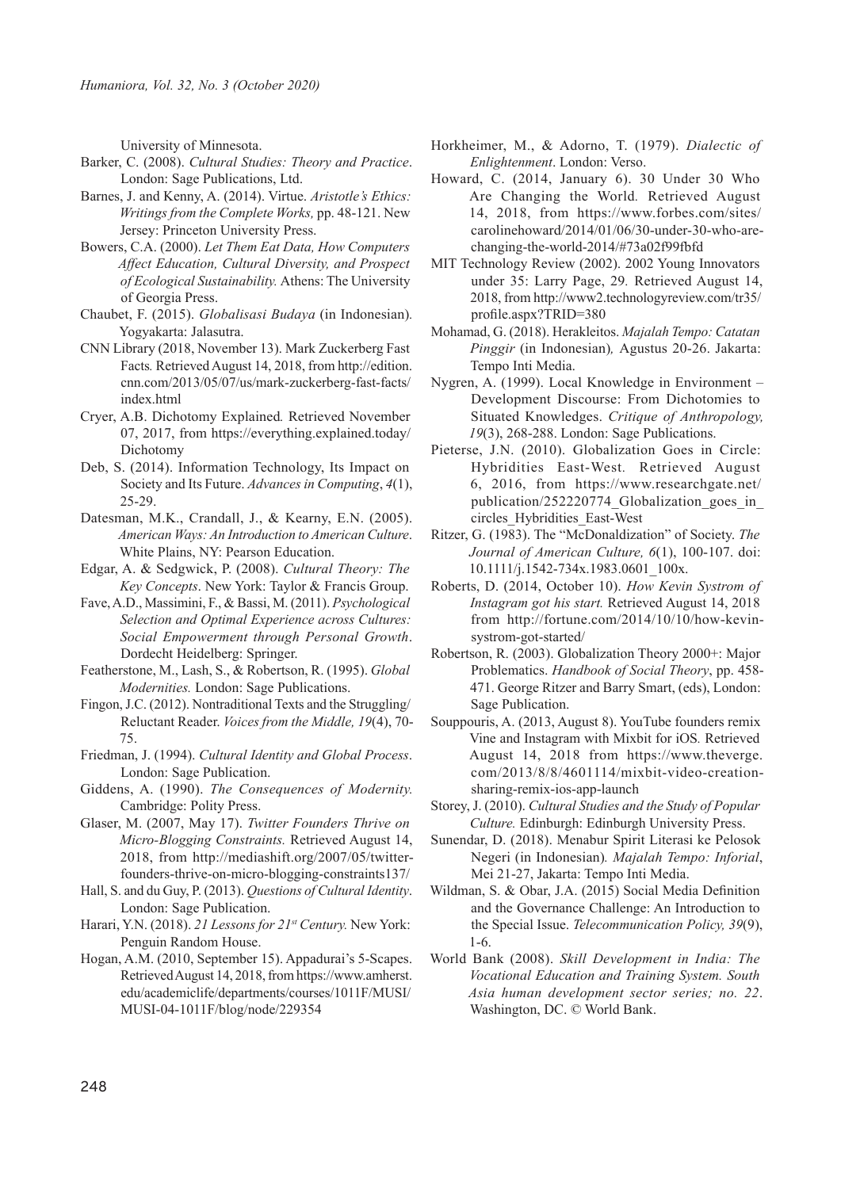University of Minnesota.

Barker, C. (2008). *Cultural Studies: Theory and Practice*. London: Sage Publications, Ltd.

Barnes, J. and Kenny, A. (2014). Virtue. *Aristotle's Ethics: Writings from the Complete Works,* pp. 48-121. New Jersey: Princeton University Press.

Bowers, C.A. (2000). *Let Them Eat Data, How Computers Affect Education, Cultural Diversity, and Prospect of Ecological Sustainability.* Athens: The University of Georgia Press.

Chaubet, F. (2015). *Globalisasi Budaya* (in Indonesian). Yogyakarta: Jalasutra.

CNN Library (2018, November 13). Mark Zuckerberg Fast Facts*.* Retrieved August 14, 2018, from http://edition.cnn.com/2013/05/07/us/mark-zuckerberg-fast-facts/index.html

Cryer, A.B. Dichotomy Explained*.* Retrieved November 07, 2017, from https://everything.explained.today/Dichotomy

Deb, S. (2014). Information Technology, Its Impact on Society and Its Future. *Advances in Computing*, *4*(1), 25-29.

Datesman, M.K., Crandall, J., & Kearny, E.N. (2005). *American Ways: An Introduction to American Culture*. White Plains, NY: Pearson Education.

Edgar, A. & Sedgwick, P. (2008). *Cultural Theory: The Key Concepts*. New York: Taylor & Francis Group.

Fave, A.D., Massimini, F., & Bassi, M. (2011). *Psychological Selection and Optimal Experience across Cultures: Social Empowerment through Personal Growth*. Dordecht Heidelberg: Springer.

Featherstone, M., Lash, S., & Robertson, R. (1995). *Global Modernities.* London: Sage Publications.

Fingon, J.C. (2012). Nontraditional Texts and the Struggling/Reluctant Reader. *Voices from the Middle, 19*(4), 70-75.

Friedman, J. (1994). *Cultural Identity and Global Process*. London: Sage Publication.

Giddens, A. (1990). *The Consequences of Modernity.* Cambridge: Polity Press.

Glaser, M. (2007, May 17). *Twitter Founders Thrive on Micro-Blogging Constraints.* Retrieved August 14, 2018, from http://mediashift.org/2007/05/twitter-founders-thrive-on-micro-blogging-constraints137/

Hall, S. and du Guy, P. (2013). *Questions of Cultural Identity*. London: Sage Publication.

Harari, Y.N. (2018). *21 Lessons for 21st Century.* New York: Penguin Random House.

Hogan, A.M. (2010, September 15). Appadurai's 5-Scapes. Retrieved August 14, 2018, from https://www.amherst.edu/academiclife/departments/courses/1011F/MUSI/MUSI-04-1011F/blog/node/229354

Horkheimer, M., & Adorno, T. (1979). *Dialectic of Enlightenment*. London: Verso.

Howard, C. (2014, January 6). 30 Under 30 Who Are Changing the World*.* Retrieved August 14, 2018, from https://www.forbes.com/sites/carolinehoward/2014/01/06/30-under-30-who-are-changing-the-world-2014/#73a02f99fbfd

MIT Technology Review (2002). 2002 Young Innovators under 35: Larry Page, 29*.* Retrieved August 14, 2018, from http://www2.technologyreview.com/tr35/profile.aspx?TRID=380

Mohamad, G. (2018). Herakleitos. *Majalah Tempo: Catatan Pinggir* (in Indonesian)*,* Agustus 20-26. Jakarta: Tempo Inti Media.

Nygren, A. (1999). Local Knowledge in Environment – Development Discourse: From Dichotomies to Situated Knowledges. *Critique of Anthropology, 19*(3), 268-288. London: Sage Publications.

Pieterse, J.N. (2010). Globalization Goes in Circle: Hybridities East-West*.* Retrieved August 6, 2016, from https://www.researchgate.net/publication/252220774_Globalization_goes_in_circles_Hybridities_East-West

Ritzer, G. (1983). The "McDonaldization" of Society. *The Journal of American Culture, 6*(1), 100-107. doi: 10.1111/j.1542-734x.1983.0601_100x.

Roberts, D. (2014, October 10). *How Kevin Systrom of Instagram got his start.* Retrieved August 14, 2018 from http://fortune.com/2014/10/10/how-kevin-systrom-got-started/

Robertson, R. (2003). Globalization Theory 2000+: Major Problematics. *Handbook of Social Theory*, pp. 458-471. George Ritzer and Barry Smart, (eds), London: Sage Publication.

Souppouris, A. (2013, August 8). YouTube founders remix Vine and Instagram with Mixbit for iOS*.* Retrieved August 14, 2018 from https://www.theverge.com/2013/8/8/4601114/mixbit-video-creation-sharing-remix-ios-app-launch

Storey, J. (2010). *Cultural Studies and the Study of Popular Culture.* Edinburgh: Edinburgh University Press.

Sunendar, D. (2018). Menabur Spirit Literasi ke Pelosok Negeri (in Indonesian)*. Majalah Tempo: Inforial*, Mei 21-27, Jakarta: Tempo Inti Media.

Wildman, S. & Obar, J.A. (2015) Social Media Definition and the Governance Challenge: An Introduction to the Special Issue. *Telecommunication Policy, 39*(9), 1-6.

World Bank (2008). *Skill Development in India: The Vocational Education and Training System. South Asia human development sector series; no. 22*. Washington, DC. © World Bank.